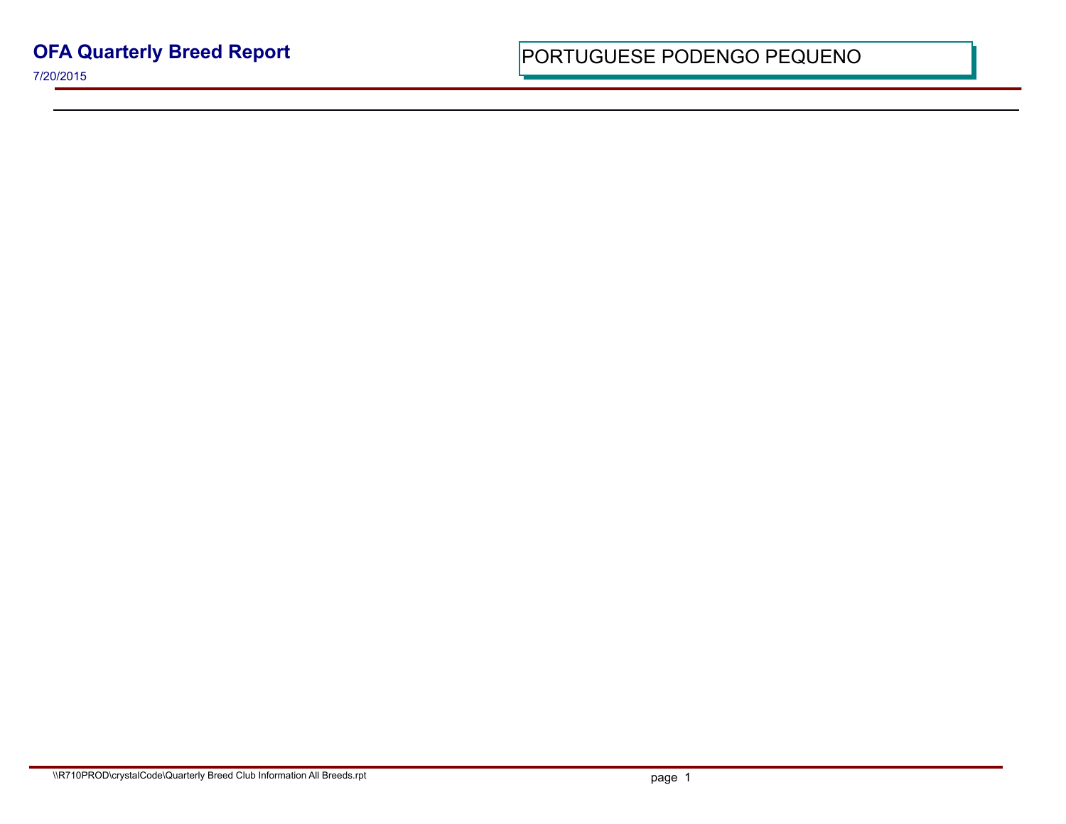# OFA Quarterly Breed Report

7/20/2015

## PORTUGUESE PODENGO PEQUENO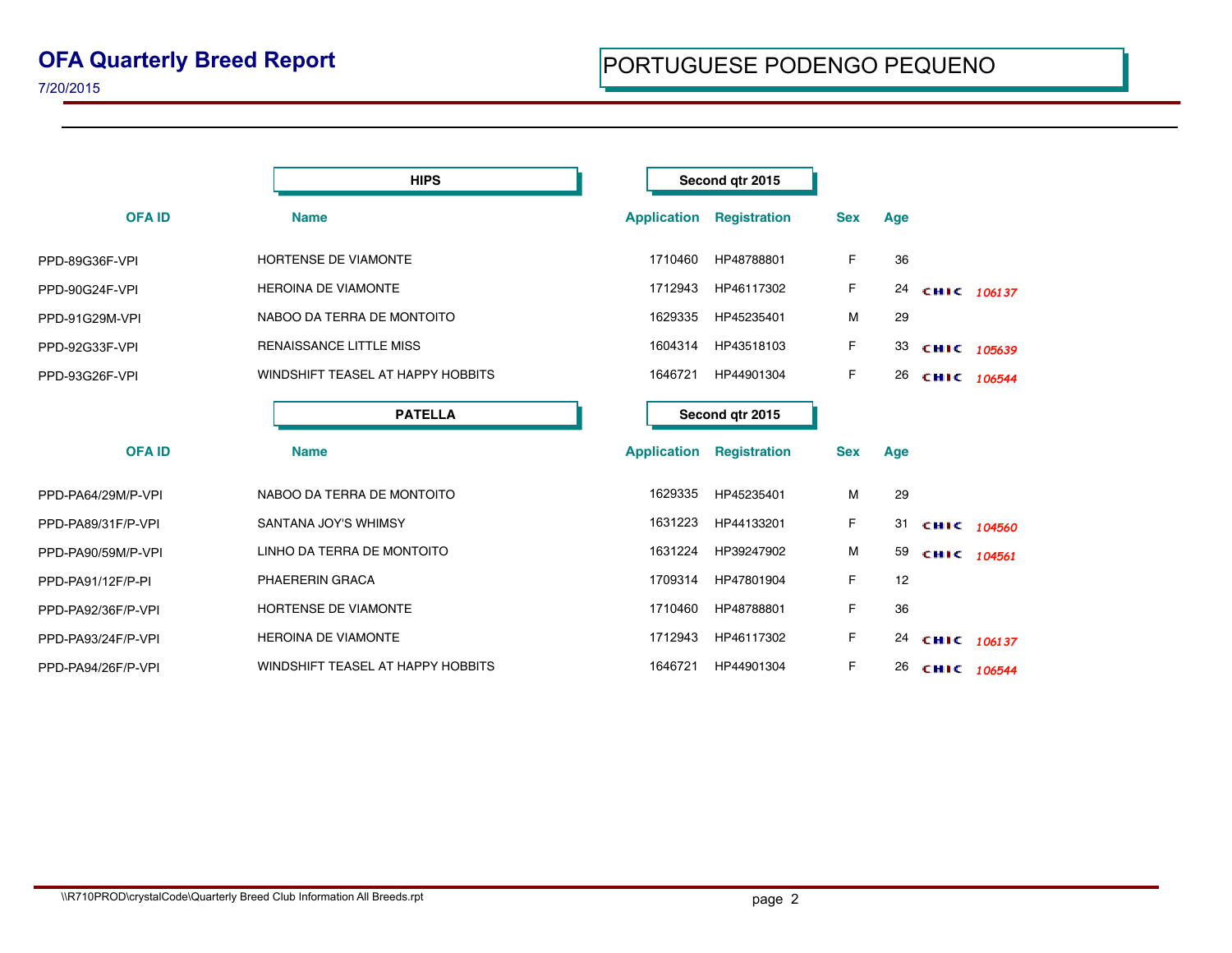# OFA Quarterly Breed Report

7/20/2015

## PORTUGUESE PODENGO PEQUENO

### HIPS — Second qtr 2015

| OFA ID | Name | Application | Registration | Sex | Age | |
|---|---|---|---|---|---|---|
| PPD-89G36F-VPI | HORTENSE DE VIAMONTE | 1710460 | HP48788801 | F | 36 | |
| PPD-90G24F-VPI | HEROINA DE VIAMONTE | 1712943 | HP46117302 | F | 24 | CHIC 106137 |
| PPD-91G29M-VPI | NABOO DA TERRA DE MONTOITO | 1629335 | HP45235401 | M | 29 | |
| PPD-92G33F-VPI | RENAISSANCE LITTLE MISS | 1604314 | HP43518103 | F | 33 | CHIC 105639 |
| PPD-93G26F-VPI | WINDSHIFT TEASEL AT HAPPY HOBBITS | 1646721 | HP44901304 | F | 26 | CHIC 106544 |

### PATELLA — Second qtr 2015

| OFA ID | Name | Application | Registration | Sex | Age | |
|---|---|---|---|---|---|---|
| PPD-PA64/29M/P-VPI | NABOO DA TERRA DE MONTOITO | 1629335 | HP45235401 | M | 29 | |
| PPD-PA89/31F/P-VPI | SANTANA JOY'S WHIMSY | 1631223 | HP44133201 | F | 31 | CHIC 104560 |
| PPD-PA90/59M/P-VPI | LINHO DA TERRA DE MONTOITO | 1631224 | HP39247902 | M | 59 | CHIC 104561 |
| PPD-PA91/12F/P-PI | PHAERERIN GRACA | 1709314 | HP47801904 | F | 12 | |
| PPD-PA92/36F/P-VPI | HORTENSE DE VIAMONTE | 1710460 | HP48788801 | F | 36 | |
| PPD-PA93/24F/P-VPI | HEROINA DE VIAMONTE | 1712943 | HP46117302 | F | 24 | CHIC 106137 |
| PPD-PA94/26F/P-VPI | WINDSHIFT TEASEL AT HAPPY HOBBITS | 1646721 | HP44901304 | F | 26 | CHIC 106544 |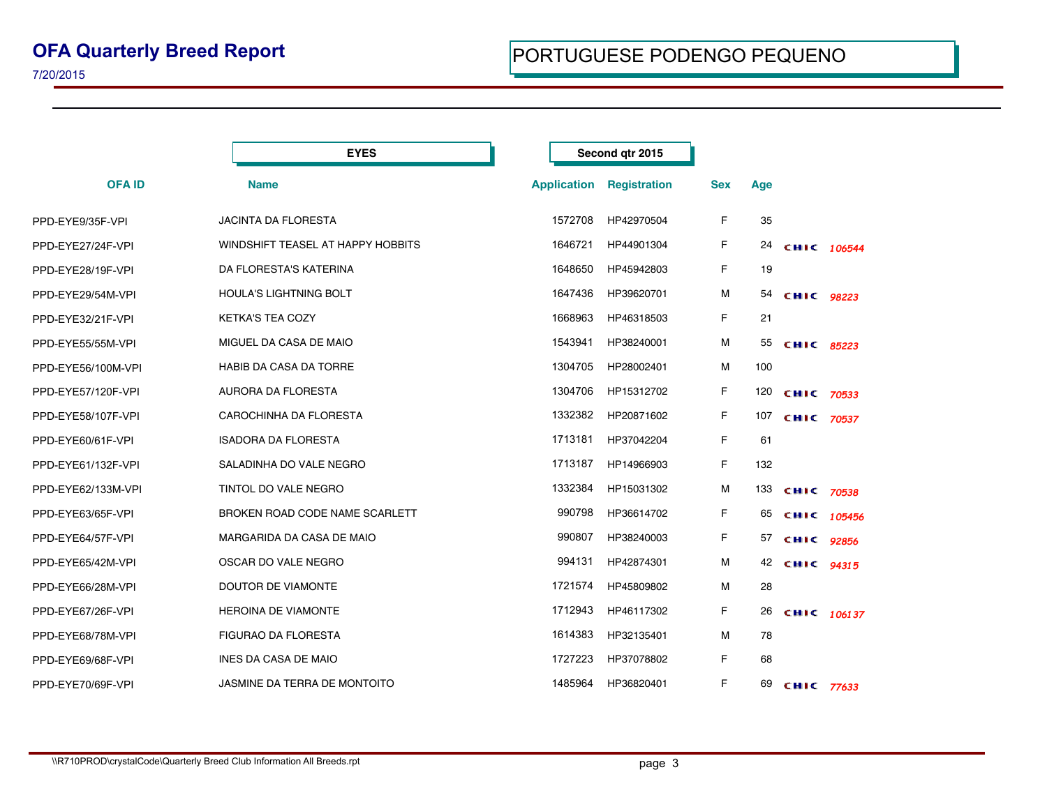# OFA Quarterly Breed Report

7/20/2015

## PORTUGUESE PODENGO PEQUENO

**EYES** — **Second qtr 2015**

| OFA ID | Name | Application | Registration | Sex | Age | |
|---|---|---|---|---|---|---|
| PPD-EYE9/35F-VPI | JACINTA DA FLORESTA | 1572708 | HP42970504 | F | 35 | |
| PPD-EYE27/24F-VPI | WINDSHIFT TEASEL AT HAPPY HOBBITS | 1646721 | HP44901304 | F | 24 | CHIC *106544* |
| PPD-EYE28/19F-VPI | DA FLORESTA'S KATERINA | 1648650 | HP45942803 | F | 19 | |
| PPD-EYE29/54M-VPI | HOULA'S LIGHTNING BOLT | 1647436 | HP39620701 | M | 54 | CHIC *98223* |
| PPD-EYE32/21F-VPI | KETKA'S TEA COZY | 1668963 | HP46318503 | F | 21 | |
| PPD-EYE55/55M-VPI | MIGUEL DA CASA DE MAIO | 1543941 | HP38240001 | M | 55 | CHIC *85223* |
| PPD-EYE56/100M-VPI | HABIB DA CASA DA TORRE | 1304705 | HP28002401 | M | 100 | |
| PPD-EYE57/120F-VPI | AURORA DA FLORESTA | 1304706 | HP15312702 | F | 120 | CHIC *70533* |
| PPD-EYE58/107F-VPI | CAROCHINHA DA FLORESTA | 1332382 | HP20871602 | F | 107 | CHIC *70537* |
| PPD-EYE60/61F-VPI | ISADORA DA FLORESTA | 1713181 | HP37042204 | F | 61 | |
| PPD-EYE61/132F-VPI | SALADINHA DO VALE NEGRO | 1713187 | HP14966903 | F | 132 | |
| PPD-EYE62/133M-VPI | TINTOL DO VALE NEGRO | 1332384 | HP15031302 | M | 133 | CHIC *70538* |
| PPD-EYE63/65F-VPI | BROKEN ROAD CODE NAME SCARLETT | 990798 | HP36614702 | F | 65 | CHIC *105456* |
| PPD-EYE64/57F-VPI | MARGARIDA DA CASA DE MAIO | 990807 | HP38240003 | F | 57 | CHIC *92856* |
| PPD-EYE65/42M-VPI | OSCAR DO VALE NEGRO | 994131 | HP42874301 | M | 42 | CHIC *94315* |
| PPD-EYE66/28M-VPI | DOUTOR DE VIAMONTE | 1721574 | HP45809802 | M | 28 | |
| PPD-EYE67/26F-VPI | HEROINA DE VIAMONTE | 1712943 | HP46117302 | F | 26 | CHIC *106137* |
| PPD-EYE68/78M-VPI | FIGURAO DA FLORESTA | 1614383 | HP32135401 | M | 78 | |
| PPD-EYE69/68F-VPI | INES DA CASA DE MAIO | 1727223 | HP37078802 | F | 68 | |
| PPD-EYE70/69F-VPI | JASMINE DA TERRA DE MONTOITO | 1485964 | HP36820401 | F | 69 | CHIC *77633* |

\\R710PROD\crystalCode\Quarterly Breed Club Information All Breeds.rpt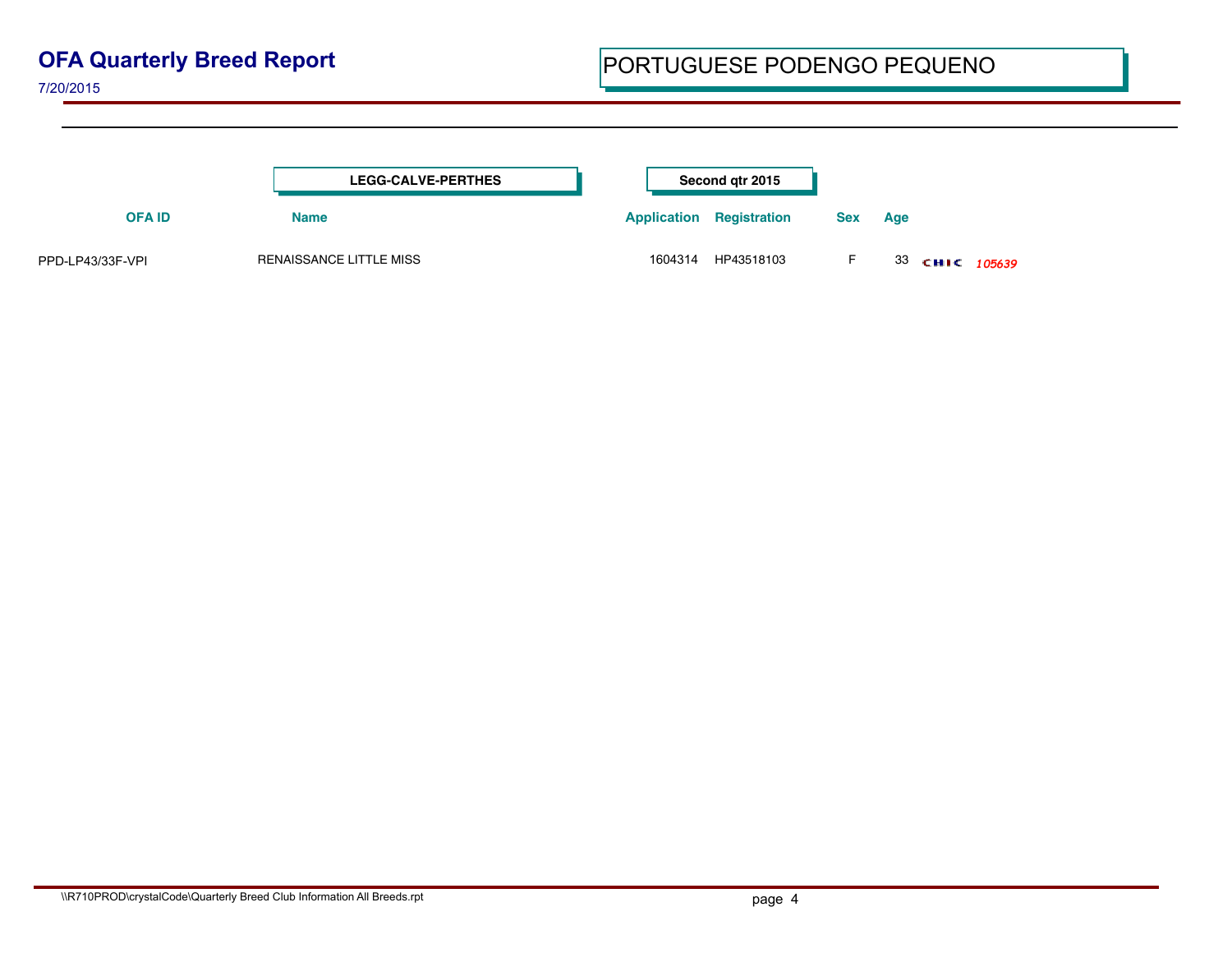# OFA Quarterly Breed Report

7/20/2015

## PORTUGUESE PODENGO PEQUENO

**LEGG-CALVE-PERTHES** — **Second qtr 2015**

| OFA ID | Name | Application | Registration | Sex | Age | |
|---|---|---|---|---|---|---|
| PPD-LP43/33F-VPI | RENAISSANCE LITTLE MISS | 1604314 | HP43518103 | F | 33 | CHIC *105639* |

\\R710PROD\crystalCode\Quarterly Breed Club Information All Breeds.rpt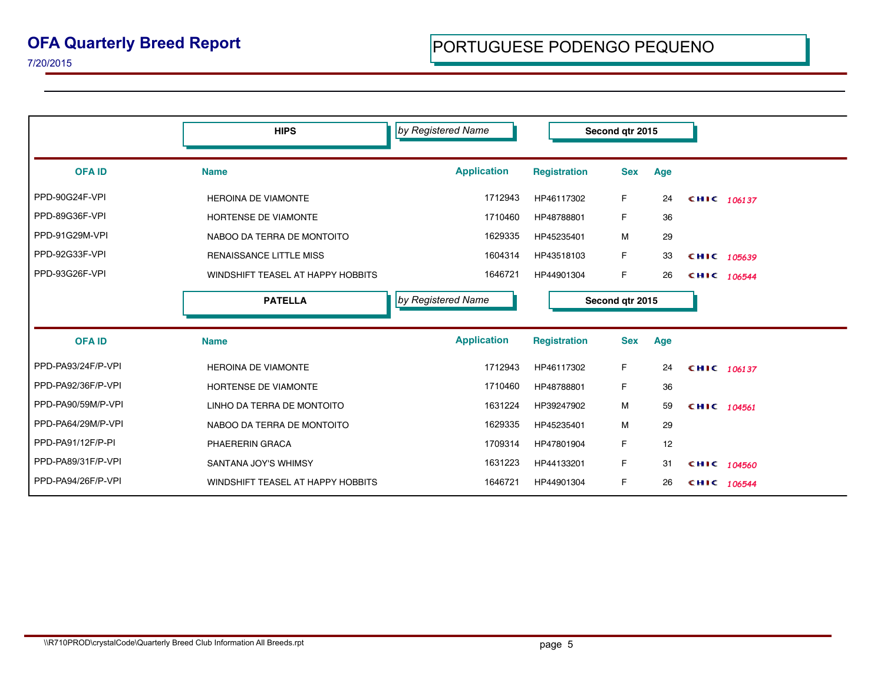# OFA Quarterly Breed Report

7/20/2015

## PORTUGUESE PODENGO PEQUENO

### HIPS — *by Registered Name* — Second qtr 2015

| OFA ID | Name | Application | Registration | Sex | Age | CHIC |
|---|---|---|---|---|---|---|
| PPD-90G24F-VPI | HEROINA DE VIAMONTE | 1712943 | HP46117302 | F | 24 | CHIC 106137 |
| PPD-89G36F-VPI | HORTENSE DE VIAMONTE | 1710460 | HP48788801 | F | 36 | |
| PPD-91G29M-VPI | NABOO DA TERRA DE MONTOITO | 1629335 | HP45235401 | M | 29 | |
| PPD-92G33F-VPI | RENAISSANCE LITTLE MISS | 1604314 | HP43518103 | F | 33 | CHIC 105639 |
| PPD-93G26F-VPI | WINDSHIFT TEASEL AT HAPPY HOBBITS | 1646721 | HP44901304 | F | 26 | CHIC 106544 |

### PATELLA — *by Registered Name* — Second qtr 2015

| OFA ID | Name | Application | Registration | Sex | Age | CHIC |
|---|---|---|---|---|---|---|
| PPD-PA93/24F/P-VPI | HEROINA DE VIAMONTE | 1712943 | HP46117302 | F | 24 | CHIC 106137 |
| PPD-PA92/36F/P-VPI | HORTENSE DE VIAMONTE | 1710460 | HP48788801 | F | 36 | |
| PPD-PA90/59M/P-VPI | LINHO DA TERRA DE MONTOITO | 1631224 | HP39247902 | M | 59 | CHIC 104561 |
| PPD-PA64/29M/P-VPI | NABOO DA TERRA DE MONTOITO | 1629335 | HP45235401 | M | 29 | |
| PPD-PA91/12F/P-PI | PHAERERIN GRACA | 1709314 | HP47801904 | F | 12 | |
| PPD-PA89/31F/P-VPI | SANTANA JOY'S WHIMSY | 1631223 | HP44133201 | F | 31 | CHIC 104560 |
| PPD-PA94/26F/P-VPI | WINDSHIFT TEASEL AT HAPPY HOBBITS | 1646721 | HP44901304 | F | 26 | CHIC 106544 |

\\R710PROD\crystalCode\Quarterly Breed Club Information All Breeds.rpt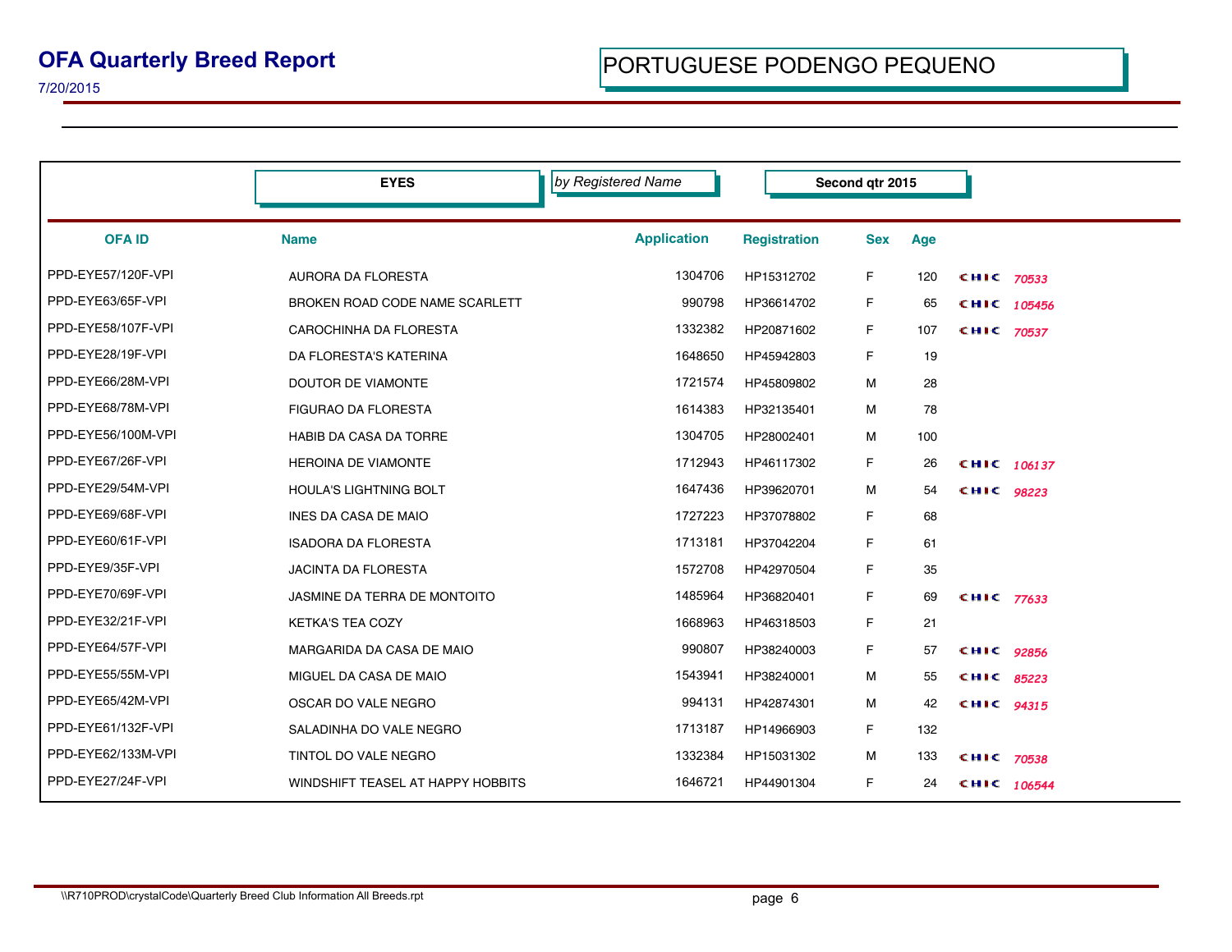# OFA Quarterly Breed Report

7/20/2015

## PORTUGUESE PODENGO PEQUENO

**EYES** *by Registered Name* **Second qtr 2015**

| OFA ID | Name | Application | Registration | Sex | Age | | |
|---|---|---|---|---|---|---|---|
| PPD-EYE57/120F-VPI | AURORA DA FLORESTA | 1304706 | HP15312702 | F | 120 | CHIC | 70533 |
| PPD-EYE63/65F-VPI | BROKEN ROAD CODE NAME SCARLETT | 990798 | HP36614702 | F | 65 | CHIC | 105456 |
| PPD-EYE58/107F-VPI | CAROCHINHA DA FLORESTA | 1332382 | HP20871602 | F | 107 | CHIC | 70537 |
| PPD-EYE28/19F-VPI | DA FLORESTA'S KATERINA | 1648650 | HP45942803 | F | 19 | | |
| PPD-EYE66/28M-VPI | DOUTOR DE VIAMONTE | 1721574 | HP45809802 | M | 28 | | |
| PPD-EYE68/78M-VPI | FIGURAO DA FLORESTA | 1614383 | HP32135401 | M | 78 | | |
| PPD-EYE56/100M-VPI | HABIB DA CASA DA TORRE | 1304705 | HP28002401 | M | 100 | | |
| PPD-EYE67/26F-VPI | HEROINA DE VIAMONTE | 1712943 | HP46117302 | F | 26 | CHIC | 106137 |
| PPD-EYE29/54M-VPI | HOULA'S LIGHTNING BOLT | 1647436 | HP39620701 | M | 54 | CHIC | 98223 |
| PPD-EYE69/68F-VPI | INES DA CASA DE MAIO | 1727223 | HP37078802 | F | 68 | | |
| PPD-EYE60/61F-VPI | ISADORA DA FLORESTA | 1713181 | HP37042204 | F | 61 | | |
| PPD-EYE9/35F-VPI | JACINTA DA FLORESTA | 1572708 | HP42970504 | F | 35 | | |
| PPD-EYE70/69F-VPI | JASMINE DA TERRA DE MONTOITO | 1485964 | HP36820401 | F | 69 | CHIC | 77633 |
| PPD-EYE32/21F-VPI | KETKA'S TEA COZY | 1668963 | HP46318503 | F | 21 | | |
| PPD-EYE64/57F-VPI | MARGARIDA DA CASA DE MAIO | 990807 | HP38240003 | F | 57 | CHIC | 92856 |
| PPD-EYE55/55M-VPI | MIGUEL DA CASA DE MAIO | 1543941 | HP38240001 | M | 55 | CHIC | 85223 |
| PPD-EYE65/42M-VPI | OSCAR DO VALE NEGRO | 994131 | HP42874301 | M | 42 | CHIC | 94315 |
| PPD-EYE61/132F-VPI | SALADINHA DO VALE NEGRO | 1713187 | HP14966903 | F | 132 | | |
| PPD-EYE62/133M-VPI | TINTOL DO VALE NEGRO | 1332384 | HP15031302 | M | 133 | CHIC | 70538 |
| PPD-EYE27/24F-VPI | WINDSHIFT TEASEL AT HAPPY HOBBITS | 1646721 | HP44901304 | F | 24 | CHIC | 106544 |

\\R710PROD\crystalCode\Quarterly Breed Club Information All Breeds.rpt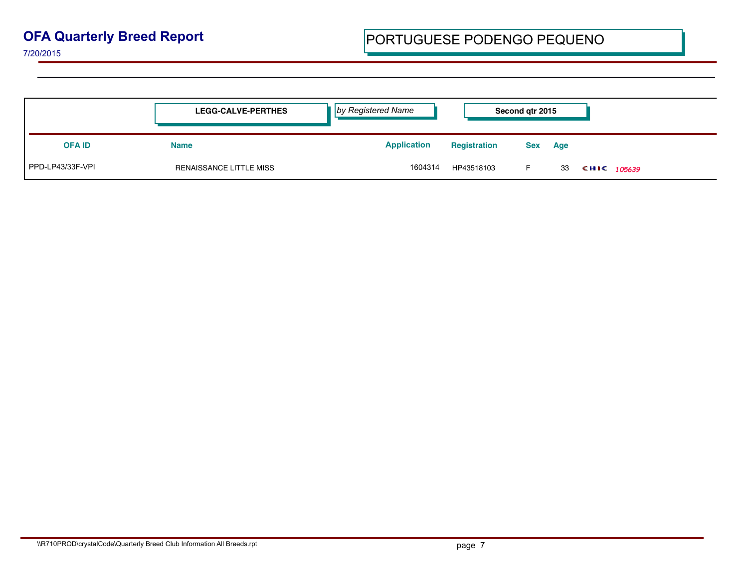## OFA Quarterly Breed Report

7/20/2015

# PORTUGUESE PODENGO PEQUENO

**LEGG-CALVE-PERTHES** | *by Registered Name* | **Second qtr 2015**

| OFA ID | Name | Application | Registration | Sex | Age | |
|---|---|---|---|---|---|---|
| PPD-LP43/33F-VPI | RENAISSANCE LITTLE MISS | 1604314 | HP43518103 | F | 33 | CHIC *105639* |

\\R710PROD\crystalCode\Quarterly Breed Club Information All Breeds.rpt